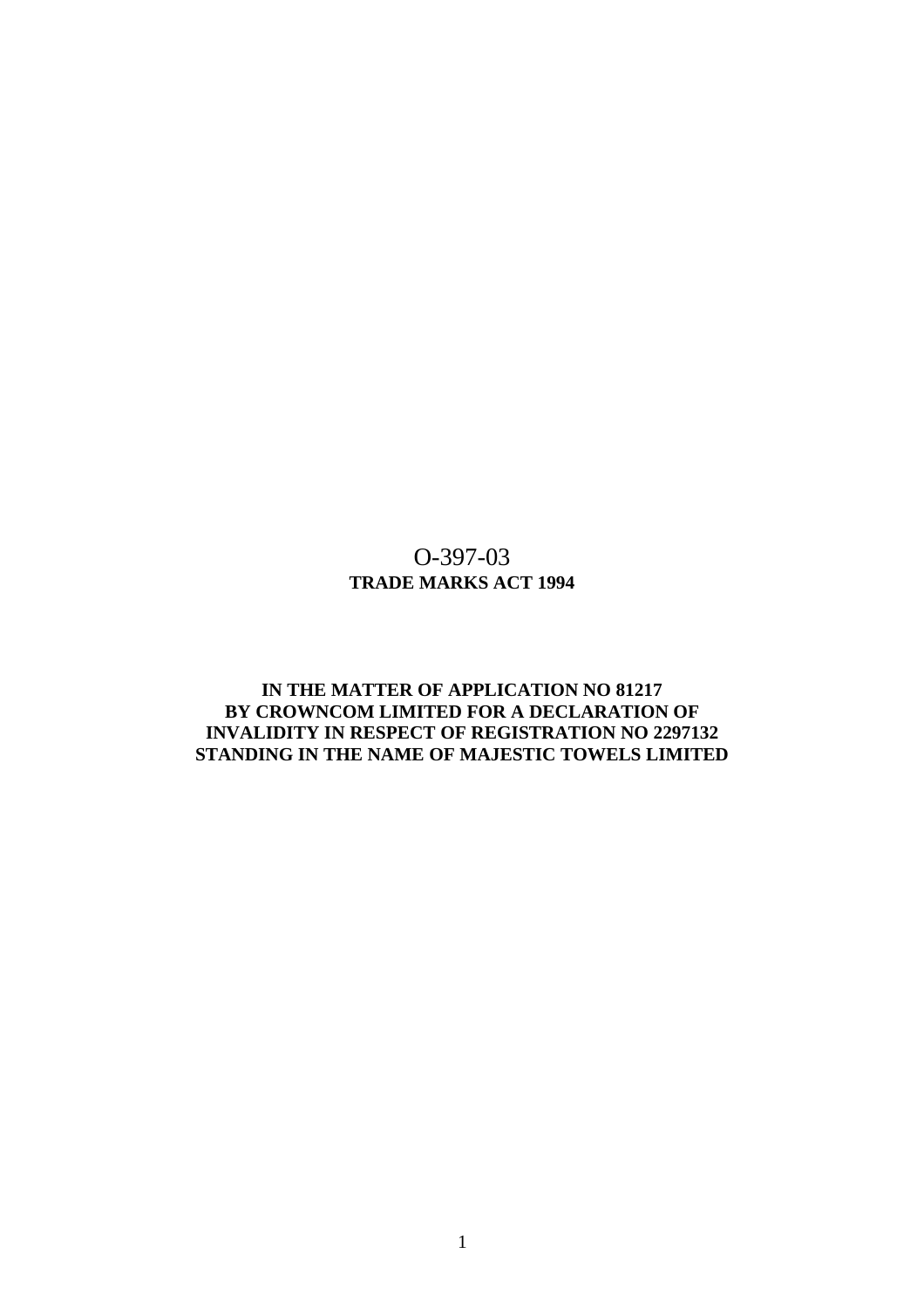O-397-03

**TRADE MARKS ACT 1994**

**IN THE MATTER OF APPLICATION NO 81217 BY CROWNCOM LIMITED FOR A DECLARATION OF INVALIDITY IN RESPECT OF REGISTRATION NO 2297132 STANDING IN THE NAME OF MAJESTIC TOWELS LIMITED**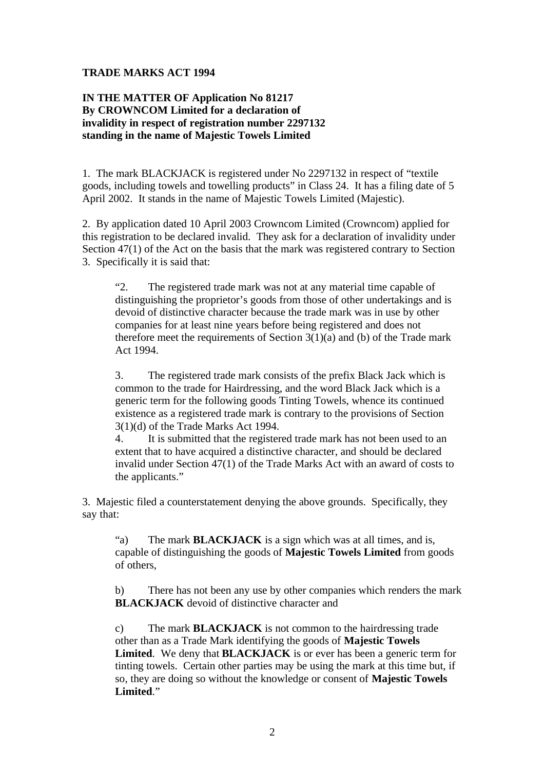**TRADE MARKS ACT 1994**

**IN THE MATTER OF Application No 81217**
**By CROWNCOM Limited for a declaration of invalidity in respect of registration number 2297132 standing in the name of Majestic Towels Limited**

1. The mark BLACKJACK is registered under No 2297132 in respect of "textile goods, including towels and towelling products" in Class 24. It has a filing date of 5 April 2002. It stands in the name of Majestic Towels Limited (Majestic).

2. By application dated 10 April 2003 Crowncom Limited (Crowncom) applied for this registration to be declared invalid. They ask for a declaration of invalidity under Section 47(1) of the Act on the basis that the mark was registered contrary to Section 3. Specifically it is said that:

> "2. The registered trade mark was not at any material time capable of distinguishing the proprietor's goods from those of other undertakings and is devoid of distinctive character because the trade mark was in use by other companies for at least nine years before being registered and does not therefore meet the requirements of Section 3(1)(a) and (b) of the Trade mark Act 1994.
>
> 3. The registered trade mark consists of the prefix Black Jack which is common to the trade for Hairdressing, and the word Black Jack which is a generic term for the following goods Tinting Towels, whence its continued existence as a registered trade mark is contrary to the provisions of Section 3(1)(d) of the Trade Marks Act 1994.
>
> 4. It is submitted that the registered trade mark has not been used to an extent that to have acquired a distinctive character, and should be declared invalid under Section 47(1) of the Trade Marks Act with an award of costs to the applicants."

3. Majestic filed a counterstatement denying the above grounds. Specifically, they say that:

> "a) The mark **BLACKJACK** is a sign which was at all times, and is, capable of distinguishing the goods of **Majestic Towels Limited** from goods of others,
>
> b) There has not been any use by other companies which renders the mark **BLACKJACK** devoid of distinctive character and
>
> c) The mark **BLACKJACK** is not common to the hairdressing trade other than as a Trade Mark identifying the goods of **Majestic Towels Limited**. We deny that **BLACKJACK** is or ever has been a generic term for tinting towels. Certain other parties may be using the mark at this time but, if so, they are doing so without the knowledge or consent of **Majestic Towels Limited**."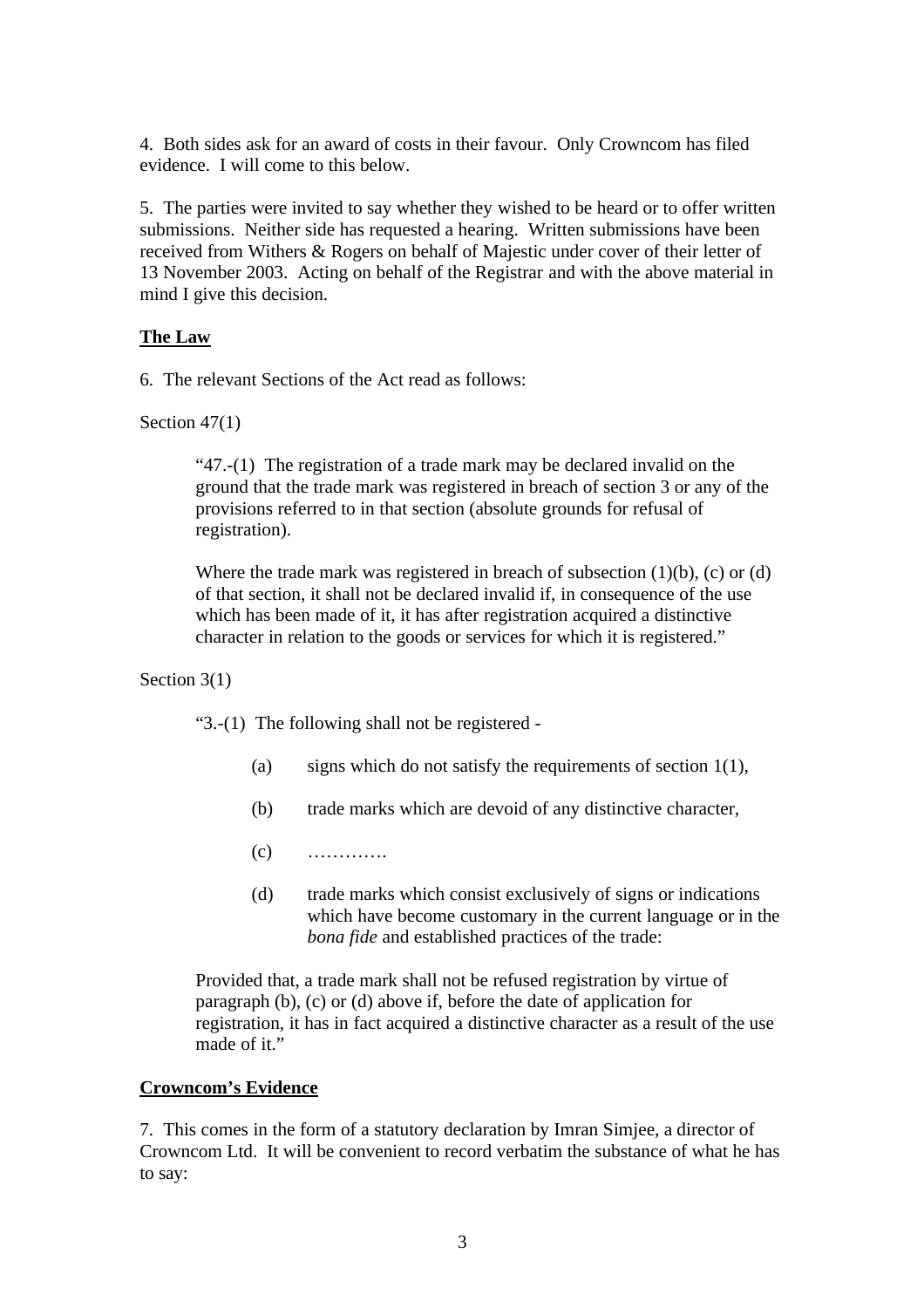4. Both sides ask for an award of costs in their favour. Only Crowncom has filed evidence. I will come to this below.

5. The parties were invited to say whether they wished to be heard or to offer written submissions. Neither side has requested a hearing. Written submissions have been received from Withers & Rogers on behalf of Majestic under cover of their letter of 13 November 2003. Acting on behalf of the Registrar and with the above material in mind I give this decision.

**The Law**

6. The relevant Sections of the Act read as follows:

Section 47(1)

> "47.-(1) The registration of a trade mark may be declared invalid on the ground that the trade mark was registered in breach of section 3 or any of the provisions referred to in that section (absolute grounds for refusal of registration).
>
> Where the trade mark was registered in breach of subsection (1)(b), (c) or (d) of that section, it shall not be declared invalid if, in consequence of the use which has been made of it, it has after registration acquired a distinctive character in relation to the goods or services for which it is registered."

Section 3(1)

> "3.-(1) The following shall not be registered -
>
> (a) signs which do not satisfy the requirements of section 1(1),
>
> (b) trade marks which are devoid of any distinctive character,
>
> (c) ………….
>
> (d) trade marks which consist exclusively of signs or indications which have become customary in the current language or in the *bona fide* and established practices of the trade:
>
> Provided that, a trade mark shall not be refused registration by virtue of paragraph (b), (c) or (d) above if, before the date of application for registration, it has in fact acquired a distinctive character as a result of the use made of it."

**Crowncom's Evidence**

7. This comes in the form of a statutory declaration by Imran Simjee, a director of Crowncom Ltd. It will be convenient to record verbatim the substance of what he has to say: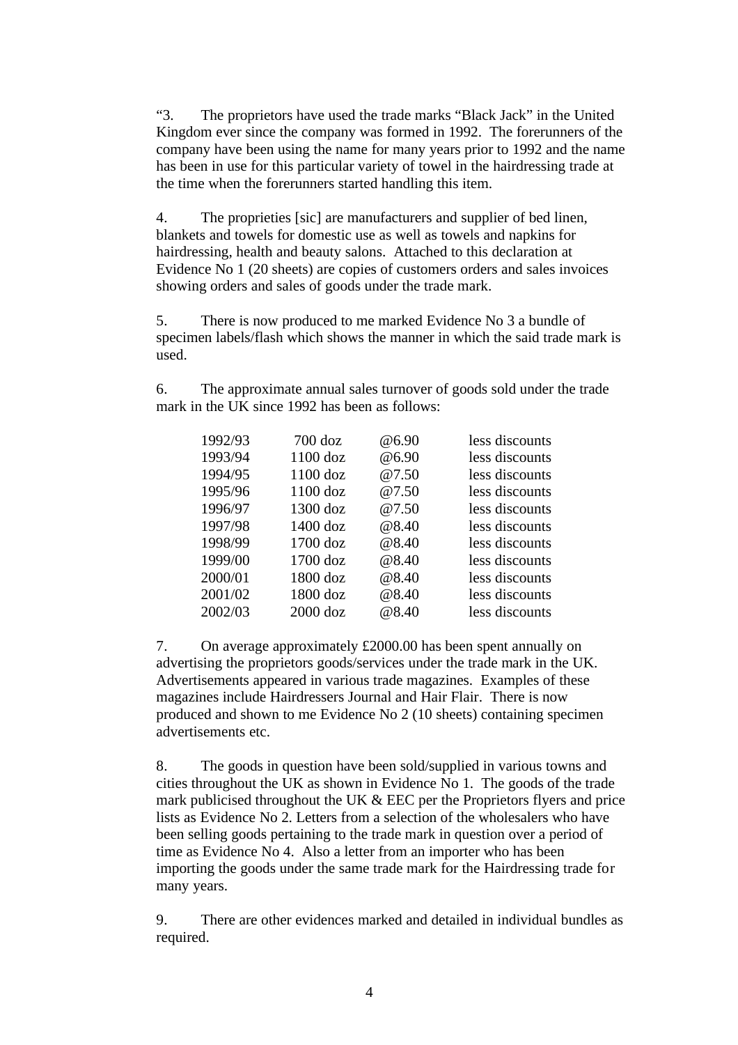“3. The proprietors have used the trade marks “Black Jack” in the United Kingdom ever since the company was formed in 1992. The forerunners of the company have been using the name for many years prior to 1992 and the name has been in use for this particular variety of towel in the hairdressing trade at the time when the forerunners started handling this item.

4. The proprieties [sic] are manufacturers and supplier of bed linen, blankets and towels for domestic use as well as towels and napkins for hairdressing, health and beauty salons. Attached to this declaration at Evidence No 1 (20 sheets) are copies of customers orders and sales invoices showing orders and sales of goods under the trade mark.

5. There is now produced to me marked Evidence No 3 a bundle of specimen labels/flash which shows the manner in which the said trade mark is used.

6. The approximate annual sales turnover of goods sold under the trade mark in the UK since 1992 has been as follows:

| | | | |
|---|---|---|---|
| 1992/93 | 700 doz | @6.90 | less discounts |
| 1993/94 | 1100 doz | @6.90 | less discounts |
| 1994/95 | 1100 doz | @7.50 | less discounts |
| 1995/96 | 1100 doz | @7.50 | less discounts |
| 1996/97 | 1300 doz | @7.50 | less discounts |
| 1997/98 | 1400 doz | @8.40 | less discounts |
| 1998/99 | 1700 doz | @8.40 | less discounts |
| 1999/00 | 1700 doz | @8.40 | less discounts |
| 2000/01 | 1800 doz | @8.40 | less discounts |
| 2001/02 | 1800 doz | @8.40 | less discounts |
| 2002/03 | 2000 doz | @8.40 | less discounts |

7. On average approximately £2000.00 has been spent annually on advertising the proprietors goods/services under the trade mark in the UK. Advertisements appeared in various trade magazines. Examples of these magazines include Hairdressers Journal and Hair Flair. There is now produced and shown to me Evidence No 2 (10 sheets) containing specimen advertisements etc.

8. The goods in question have been sold/supplied in various towns and cities throughout the UK as shown in Evidence No 1. The goods of the trade mark publicised throughout the UK & EEC per the Proprietors flyers and price lists as Evidence No 2. Letters from a selection of the wholesalers who have been selling goods pertaining to the trade mark in question over a period of time as Evidence No 4. Also a letter from an importer who has been importing the goods under the same trade mark for the Hairdressing trade for many years.

9. There are other evidences marked and detailed in individual bundles as required.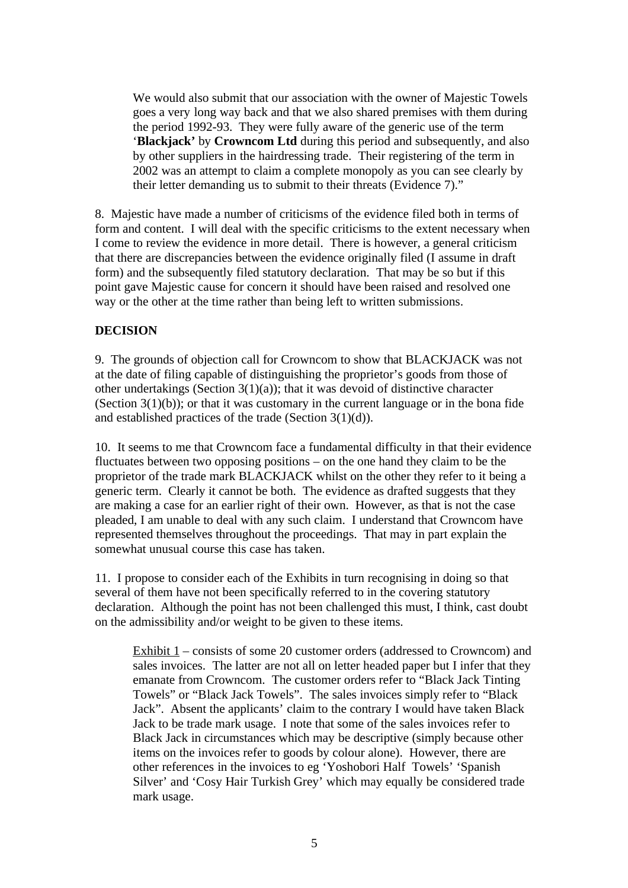> We would also submit that our association with the owner of Majestic Towels goes a very long way back and that we also shared premises with them during the period 1992-93. They were fully aware of the generic use of the term '**Blackjack'** by **Crowncom Ltd** during this period and subsequently, and also by other suppliers in the hairdressing trade. Their registering of the term in 2002 was an attempt to claim a complete monopoly as you can see clearly by their letter demanding us to submit to their threats (Evidence 7)."

8. Majestic have made a number of criticisms of the evidence filed both in terms of form and content. I will deal with the specific criticisms to the extent necessary when I come to review the evidence in more detail. There is however, a general criticism that there are discrepancies between the evidence originally filed (I assume in draft form) and the subsequently filed statutory declaration. That may be so but if this point gave Majestic cause for concern it should have been raised and resolved one way or the other at the time rather than being left to written submissions.

**DECISION**

9. The grounds of objection call for Crowncom to show that BLACKJACK was not at the date of filing capable of distinguishing the proprietor's goods from those of other undertakings (Section 3(1)(a)); that it was devoid of distinctive character (Section 3(1)(b)); or that it was customary in the current language or in the bona fide and established practices of the trade (Section 3(1)(d)).

10. It seems to me that Crowncom face a fundamental difficulty in that their evidence fluctuates between two opposing positions – on the one hand they claim to be the proprietor of the trade mark BLACKJACK whilst on the other they refer to it being a generic term. Clearly it cannot be both. The evidence as drafted suggests that they are making a case for an earlier right of their own. However, as that is not the case pleaded, I am unable to deal with any such claim. I understand that Crowncom have represented themselves throughout the proceedings. That may in part explain the somewhat unusual course this case has taken.

11. I propose to consider each of the Exhibits in turn recognising in doing so that several of them have not been specifically referred to in the covering statutory declaration. Although the point has not been challenged this must, I think, cast doubt on the admissibility and/or weight to be given to these items.

> Exhibit 1 – consists of some 20 customer orders (addressed to Crowncom) and sales invoices. The latter are not all on letter headed paper but I infer that they emanate from Crowncom. The customer orders refer to "Black Jack Tinting Towels" or "Black Jack Towels". The sales invoices simply refer to "Black Jack". Absent the applicants' claim to the contrary I would have taken Black Jack to be trade mark usage. I note that some of the sales invoices refer to Black Jack in circumstances which may be descriptive (simply because other items on the invoices refer to goods by colour alone). However, there are other references in the invoices to eg 'Yoshobori Half Towels' 'Spanish Silver' and 'Cosy Hair Turkish Grey' which may equally be considered trade mark usage.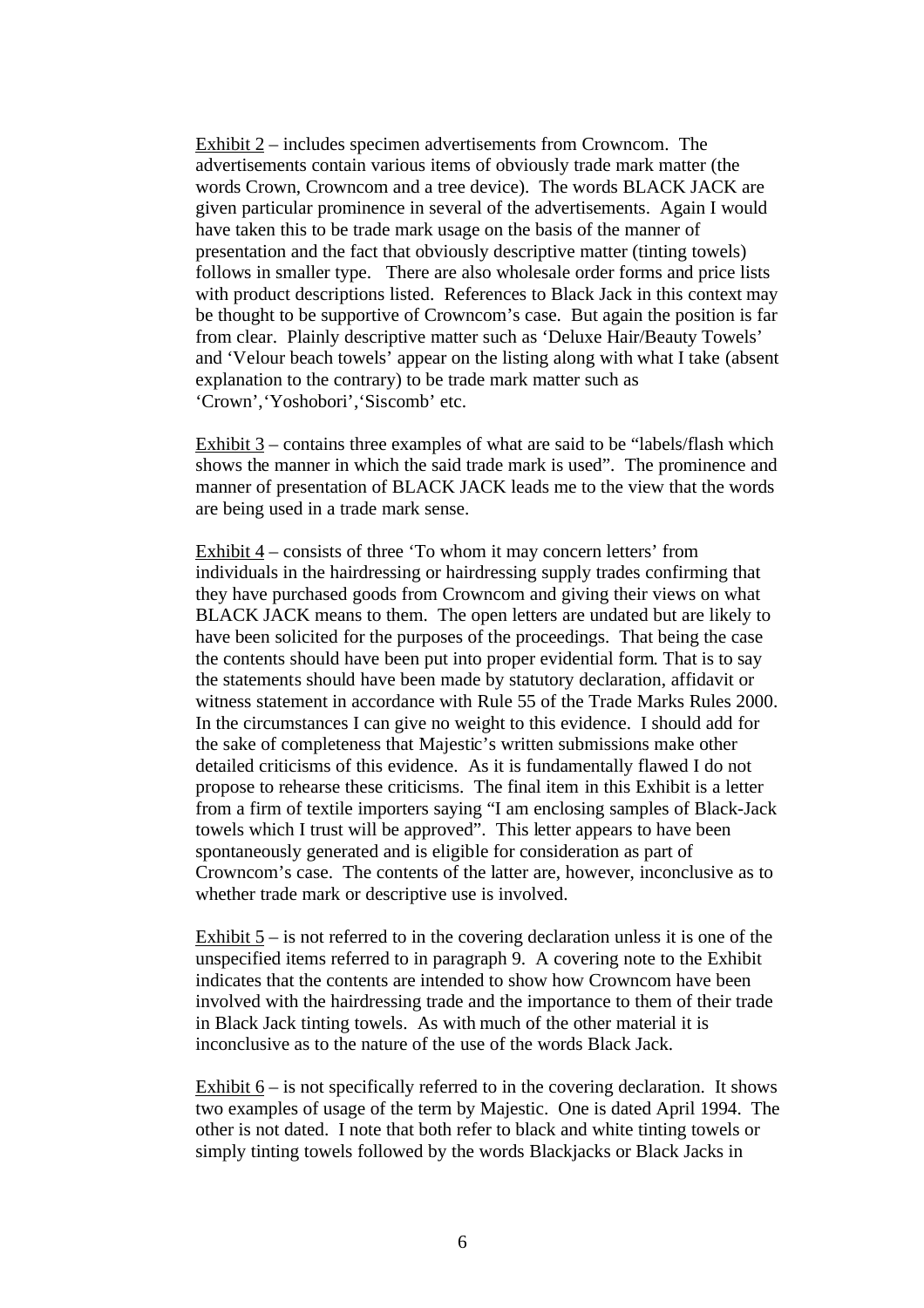<u>Exhibit 2</u> – includes specimen advertisements from Crowncom. The advertisements contain various items of obviously trade mark matter (the words Crown, Crowncom and a tree device). The words BLACK JACK are given particular prominence in several of the advertisements. Again I would have taken this to be trade mark usage on the basis of the manner of presentation and the fact that obviously descriptive matter (tinting towels) follows in smaller type. There are also wholesale order forms and price lists with product descriptions listed. References to Black Jack in this context may be thought to be supportive of Crowncom's case. But again the position is far from clear. Plainly descriptive matter such as 'Deluxe Hair/Beauty Towels' and 'Velour beach towels' appear on the listing along with what I take (absent explanation to the contrary) to be trade mark matter such as 'Crown','Yoshobori','Siscomb' etc.

<u>Exhibit 3</u> – contains three examples of what are said to be "labels/flash which shows the manner in which the said trade mark is used". The prominence and manner of presentation of BLACK JACK leads me to the view that the words are being used in a trade mark sense.

<u>Exhibit 4</u> – consists of three 'To whom it may concern letters' from individuals in the hairdressing or hairdressing supply trades confirming that they have purchased goods from Crowncom and giving their views on what BLACK JACK means to them. The open letters are undated but are likely to have been solicited for the purposes of the proceedings. That being the case the contents should have been put into proper evidential form. That is to say the statements should have been made by statutory declaration, affidavit or witness statement in accordance with Rule 55 of the Trade Marks Rules 2000. In the circumstances I can give no weight to this evidence. I should add for the sake of completeness that Majestic's written submissions make other detailed criticisms of this evidence. As it is fundamentally flawed I do not propose to rehearse these criticisms. The final item in this Exhibit is a letter from a firm of textile importers saying "I am enclosing samples of Black-Jack towels which I trust will be approved". This letter appears to have been spontaneously generated and is eligible for consideration as part of Crowncom's case. The contents of the latter are, however, inconclusive as to whether trade mark or descriptive use is involved.

<u>Exhibit 5</u> – is not referred to in the covering declaration unless it is one of the unspecified items referred to in paragraph 9. A covering note to the Exhibit indicates that the contents are intended to show how Crowncom have been involved with the hairdressing trade and the importance to them of their trade in Black Jack tinting towels. As with much of the other material it is inconclusive as to the nature of the use of the words Black Jack.

<u>Exhibit 6</u> – is not specifically referred to in the covering declaration. It shows two examples of usage of the term by Majestic. One is dated April 1994. The other is not dated. I note that both refer to black and white tinting towels or simply tinting towels followed by the words Blackjacks or Black Jacks in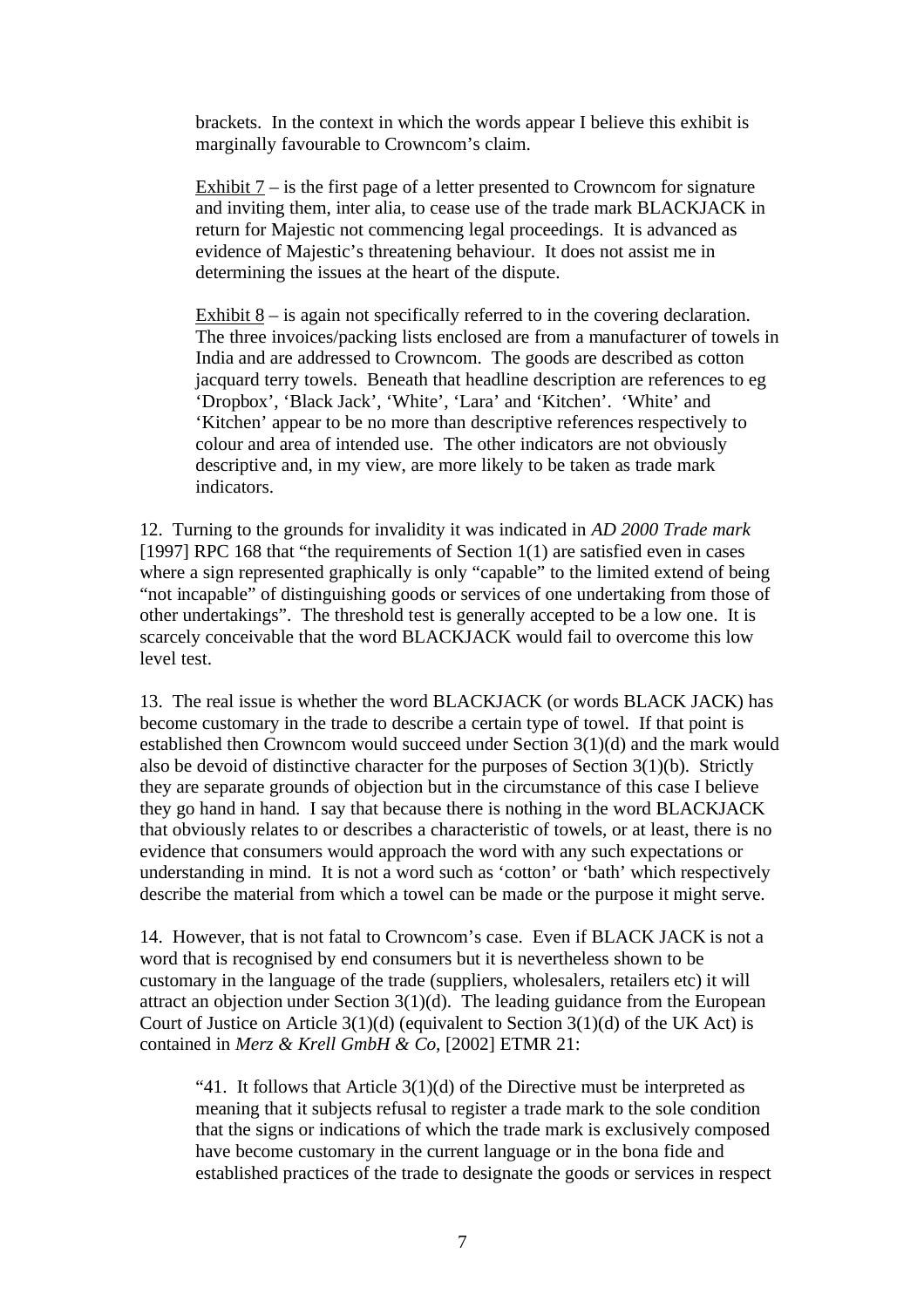brackets. In the context in which the words appear I believe this exhibit is marginally favourable to Crowncom's claim.

Exhibit 7 – is the first page of a letter presented to Crowncom for signature and inviting them, inter alia, to cease use of the trade mark BLACKJACK in return for Majestic not commencing legal proceedings. It is advanced as evidence of Majestic's threatening behaviour. It does not assist me in determining the issues at the heart of the dispute.

Exhibit 8 – is again not specifically referred to in the covering declaration. The three invoices/packing lists enclosed are from a manufacturer of towels in India and are addressed to Crowncom. The goods are described as cotton jacquard terry towels. Beneath that headline description are references to eg 'Dropbox', 'Black Jack', 'White', 'Lara' and 'Kitchen'. 'White' and 'Kitchen' appear to be no more than descriptive references respectively to colour and area of intended use. The other indicators are not obviously descriptive and, in my view, are more likely to be taken as trade mark indicators.

12. Turning to the grounds for invalidity it was indicated in *AD 2000 Trade mark* [1997] RPC 168 that "the requirements of Section 1(1) are satisfied even in cases where a sign represented graphically is only "capable" to the limited extend of being "not incapable" of distinguishing goods or services of one undertaking from those of other undertakings". The threshold test is generally accepted to be a low one. It is scarcely conceivable that the word BLACKJACK would fail to overcome this low level test.

13. The real issue is whether the word BLACKJACK (or words BLACK JACK) has become customary in the trade to describe a certain type of towel. If that point is established then Crowncom would succeed under Section 3(1)(d) and the mark would also be devoid of distinctive character for the purposes of Section 3(1)(b). Strictly they are separate grounds of objection but in the circumstance of this case I believe they go hand in hand. I say that because there is nothing in the word BLACKJACK that obviously relates to or describes a characteristic of towels, or at least, there is no evidence that consumers would approach the word with any such expectations or understanding in mind. It is not a word such as 'cotton' or 'bath' which respectively describe the material from which a towel can be made or the purpose it might serve.

14. However, that is not fatal to Crowncom's case. Even if BLACK JACK is not a word that is recognised by end consumers but it is nevertheless shown to be customary in the language of the trade (suppliers, wholesalers, retailers etc) it will attract an objection under Section 3(1)(d). The leading guidance from the European Court of Justice on Article 3(1)(d) (equivalent to Section 3(1)(d) of the UK Act) is contained in *Merz & Krell GmbH & Co*, [2002] ETMR 21:

> "41. It follows that Article 3(1)(d) of the Directive must be interpreted as meaning that it subjects refusal to register a trade mark to the sole condition that the signs or indications of which the trade mark is exclusively composed have become customary in the current language or in the bona fide and established practices of the trade to designate the goods or services in respect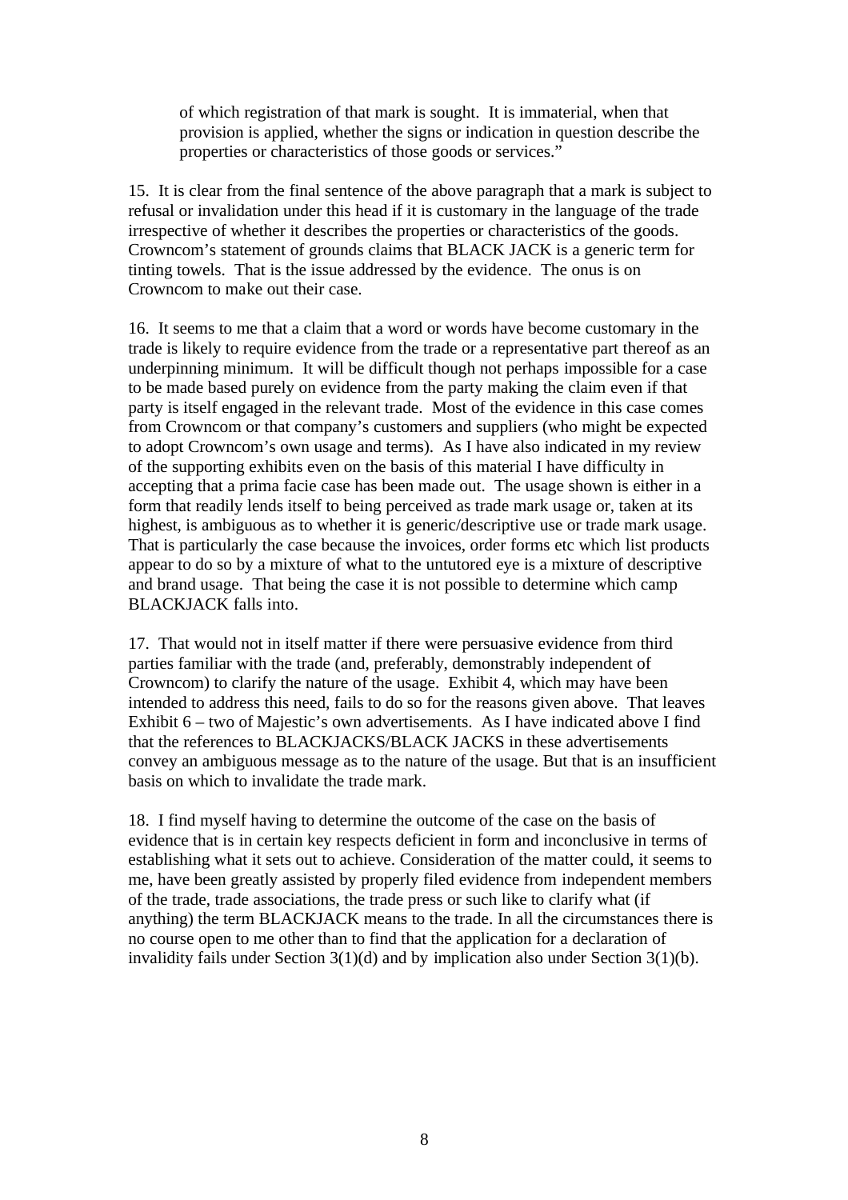> of which registration of that mark is sought. It is immaterial, when that provision is applied, whether the signs or indication in question describe the properties or characteristics of those goods or services."

15. It is clear from the final sentence of the above paragraph that a mark is subject to refusal or invalidation under this head if it is customary in the language of the trade irrespective of whether it describes the properties or characteristics of the goods. Crowncom's statement of grounds claims that BLACK JACK is a generic term for tinting towels. That is the issue addressed by the evidence. The onus is on Crowncom to make out their case.

16. It seems to me that a claim that a word or words have become customary in the trade is likely to require evidence from the trade or a representative part thereof as an underpinning minimum. It will be difficult though not perhaps impossible for a case to be made based purely on evidence from the party making the claim even if that party is itself engaged in the relevant trade. Most of the evidence in this case comes from Crowncom or that company's customers and suppliers (who might be expected to adopt Crowncom's own usage and terms). As I have also indicated in my review of the supporting exhibits even on the basis of this material I have difficulty in accepting that a prima facie case has been made out. The usage shown is either in a form that readily lends itself to being perceived as trade mark usage or, taken at its highest, is ambiguous as to whether it is generic/descriptive use or trade mark usage. That is particularly the case because the invoices, order forms etc which list products appear to do so by a mixture of what to the untutored eye is a mixture of descriptive and brand usage. That being the case it is not possible to determine which camp BLACKJACK falls into.

17. That would not in itself matter if there were persuasive evidence from third parties familiar with the trade (and, preferably, demonstrably independent of Crowncom) to clarify the nature of the usage. Exhibit 4, which may have been intended to address this need, fails to do so for the reasons given above. That leaves Exhibit 6 – two of Majestic's own advertisements. As I have indicated above I find that the references to BLACKJACKS/BLACK JACKS in these advertisements convey an ambiguous message as to the nature of the usage. But that is an insufficient basis on which to invalidate the trade mark.

18. I find myself having to determine the outcome of the case on the basis of evidence that is in certain key respects deficient in form and inconclusive in terms of establishing what it sets out to achieve. Consideration of the matter could, it seems to me, have been greatly assisted by properly filed evidence from independent members of the trade, trade associations, the trade press or such like to clarify what (if anything) the term BLACKJACK means to the trade. In all the circumstances there is no course open to me other than to find that the application for a declaration of invalidity fails under Section 3(1)(d) and by implication also under Section 3(1)(b).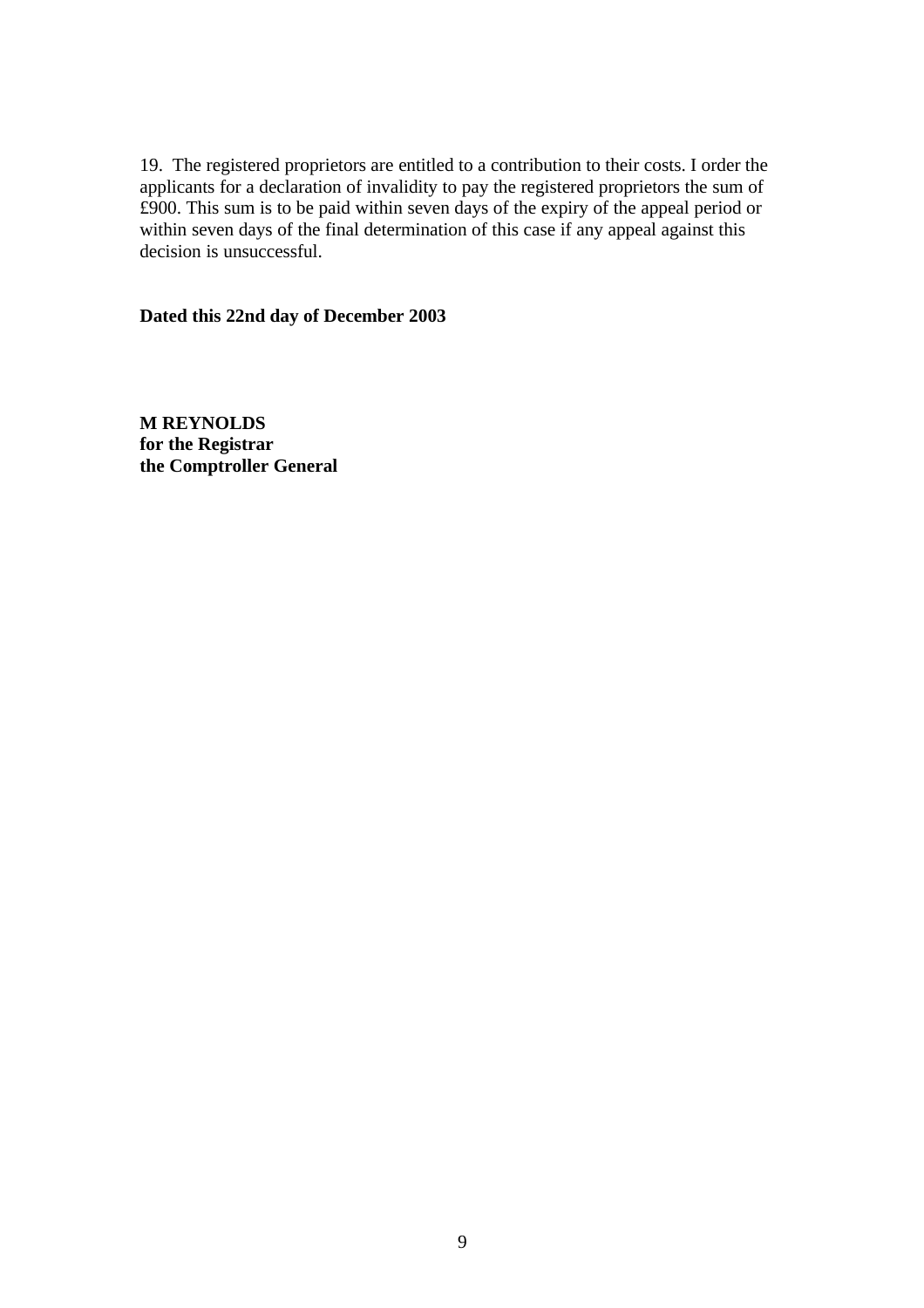19. The registered proprietors are entitled to a contribution to their costs. I order the applicants for a declaration of invalidity to pay the registered proprietors the sum of £900. This sum is to be paid within seven days of the expiry of the appeal period or within seven days of the final determination of this case if any appeal against this decision is unsuccessful.

**Dated this 22nd day of December 2003**

**M REYNOLDS**
**for the Registrar**
**the Comptroller General**